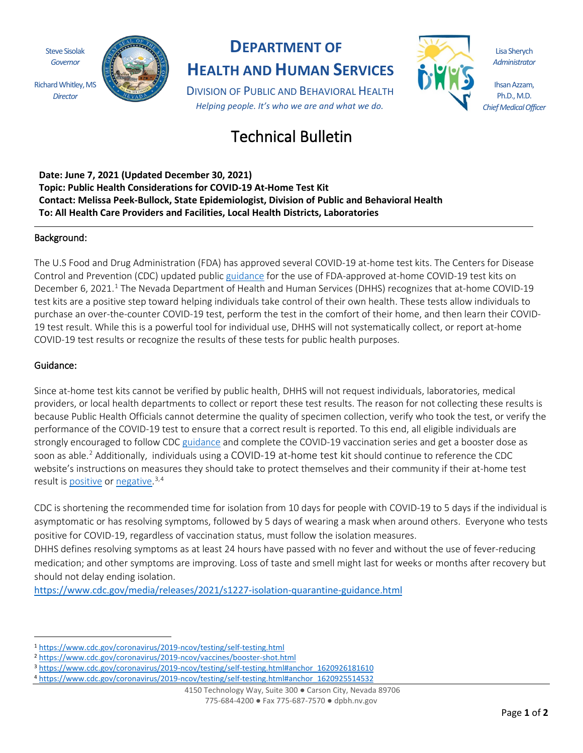Steve Sisolak
*Governor*

Richard Whitley, MS
*Director*

# DEPARTMENT OF HEALTH AND HUMAN SERVICES

DIVISION OF PUBLIC AND BEHAVIORAL HEALTH

*Helping people. It's who we are and what we do.*

Lisa Sherych
*Administrator*

Ihsan Azzam, Ph.D., M.D.
*Chief Medical Officer*

# Technical Bulletin

**Date: June 7, 2021 (Updated December 30, 2021)**
**Topic: Public Health Considerations for COVID-19 At-Home Test Kit**
**Contact: Melissa Peek-Bullock, State Epidemiologist, Division of Public and Behavioral Health**
**To: All Health Care Providers and Facilities, Local Health Districts, Laboratories**

---

## Background:

The U.S Food and Drug Administration (FDA) has approved several COVID-19 at-home test kits. The Centers for Disease Control and Prevention (CDC) updated public guidance for the use of FDA-approved at-home COVID-19 test kits on December 6, 2021.[1] The Nevada Department of Health and Human Services (DHHS) recognizes that at-home COVID-19 test kits are a positive step toward helping individuals take control of their own health. These tests allow individuals to purchase an over-the-counter COVID-19 test, perform the test in the comfort of their home, and then learn their COVID-19 test result. While this is a powerful tool for individual use, DHHS will not systematically collect, or report at-home COVID-19 test results or recognize the results of these tests for public health purposes.

## Guidance:

Since at-home test kits cannot be verified by public health, DHHS will not request individuals, laboratories, medical providers, or local health departments to collect or report these test results. The reason for not collecting these results is because Public Health Officials cannot determine the quality of specimen collection, verify who took the test, or verify the performance of the COVID-19 test to ensure that a correct result is reported. To this end, all eligible individuals are strongly encouraged to follow CDC guidance and complete the COVID-19 vaccination series and get a booster dose as soon as able.[2] Additionally, individuals using a COVID-19 at-home test kit should continue to reference the CDC website's instructions on measures they should take to protect themselves and their community if their at-home test result is positive or negative.[3,4]

CDC is shortening the recommended time for isolation from 10 days for people with COVID-19 to 5 days if the individual is asymptomatic or has resolving symptoms, followed by 5 days of wearing a mask when around others. Everyone who tests positive for COVID-19, regardless of vaccination status, must follow the isolation measures.
DHHS defines resolving symptoms as at least 24 hours have passed with no fever and without the use of fever-reducing medication; and other symptoms are improving. Loss of taste and smell might last for weeks or months after recovery but should not delay ending isolation.
https://www.cdc.gov/media/releases/2021/s1227-isolation-quarantine-guidance.html

---

[1] https://www.cdc.gov/coronavirus/2019-ncov/testing/self-testing.html
[2] https://www.cdc.gov/coronavirus/2019-ncov/vaccines/booster-shot.html
[3] https://www.cdc.gov/coronavirus/2019-ncov/testing/self-testing.html#anchor_1620926181610
[4] https://www.cdc.gov/coronavirus/2019-ncov/testing/self-testing.html#anchor_1620925514532

4150 Technology Way, Suite 300 ● Carson City, Nevada 89706
775-684-4200 ● Fax 775-687-7570 ● dpbh.nv.gov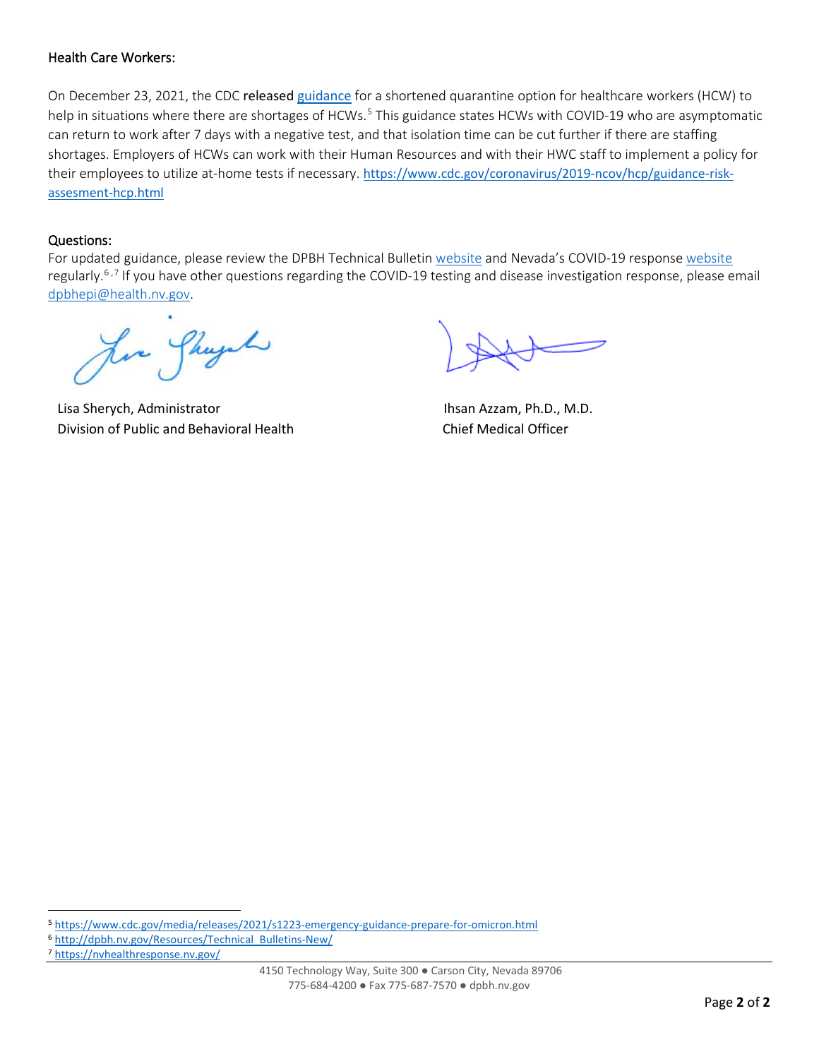## Health Care Workers:

On December 23, 2021, the CDC released guidance for a shortened quarantine option for healthcare workers (HCW) to help in situations where there are shortages of HCWs.[5] This guidance states HCWs with COVID-19 who are asymptomatic can return to work after 7 days with a negative test, and that isolation time can be cut further if there are staffing shortages. Employers of HCWs can work with their Human Resources and with their HWC staff to implement a policy for their employees to utilize at-home tests if necessary. https://www.cdc.gov/coronavirus/2019-ncov/hcp/guidance-risk-assesment-hcp.html

## Questions:

For updated guidance, please review the DPBH Technical Bulletin website and Nevada's COVID-19 response website regularly.[6,7] If you have other questions regarding the COVID-19 testing and disease investigation response, please email dpbhepi@health.nv.gov.

Lisa Sherych, Administrator
Division of Public and Behavioral Health

Ihsan Azzam, Ph.D., M.D.
Chief Medical Officer

---

[5] https://www.cdc.gov/media/releases/2021/s1223-emergency-guidance-prepare-for-omicron.html

[6] http://dpbh.nv.gov/Resources/Technical_Bulletins-New/

[7] https://nvhealthresponse.nv.gov/

4150 Technology Way, Suite 300 ● Carson City, Nevada 89706
775-684-4200 ● Fax 775-687-7570 ● dpbh.nv.gov